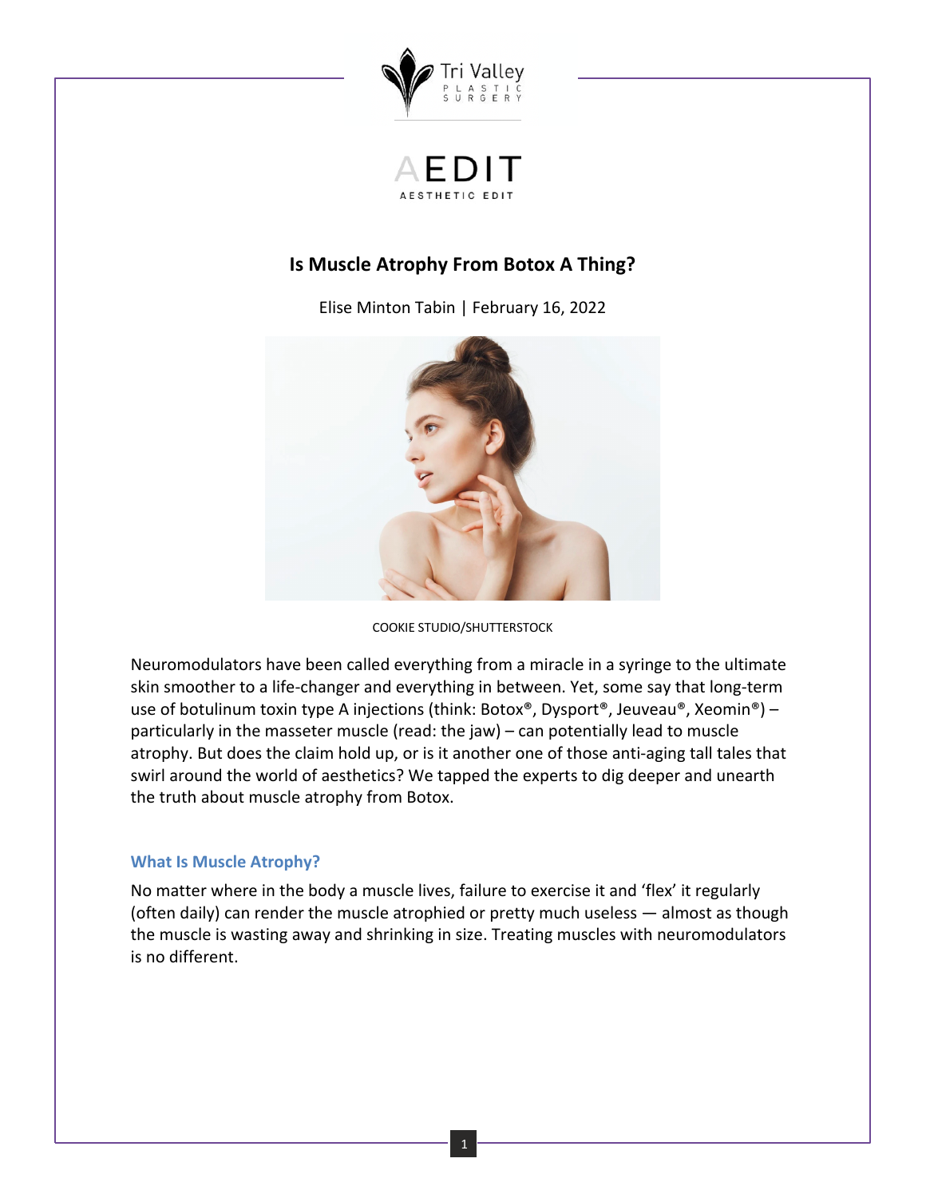# Is Muscle Atrophy From Botox A Thing?

Elise Minton Tabin | February 16, 2022

COOKIE STUDIO/SHUTTERSTOCK

Neuromodulators have been called everything from a miracle in a syringe to the ultimate skin smoother to a life-changer and everything in between. Yet, some say that long-term use of botulinum toxin type A injections (think: Botox®, Dysport®, Jeuveau®, Xeomin®) – particularly in the masseter muscle (read: the jaw) – can potentially lead to muscle atrophy. But does the claim hold up, or is it another one of those anti-aging tall tales that swirl around the world of aesthetics? We tapped the experts to dig deeper and unearth the truth about muscle atrophy from Botox.

## What Is Muscle Atrophy?

No matter where in the body a muscle lives, failure to exercise it and 'flex' it regularly (often daily) can render the muscle atrophied or pretty much useless — almost as though the muscle is wasting away and shrinking in size. Treating muscles with neuromodulators is no different.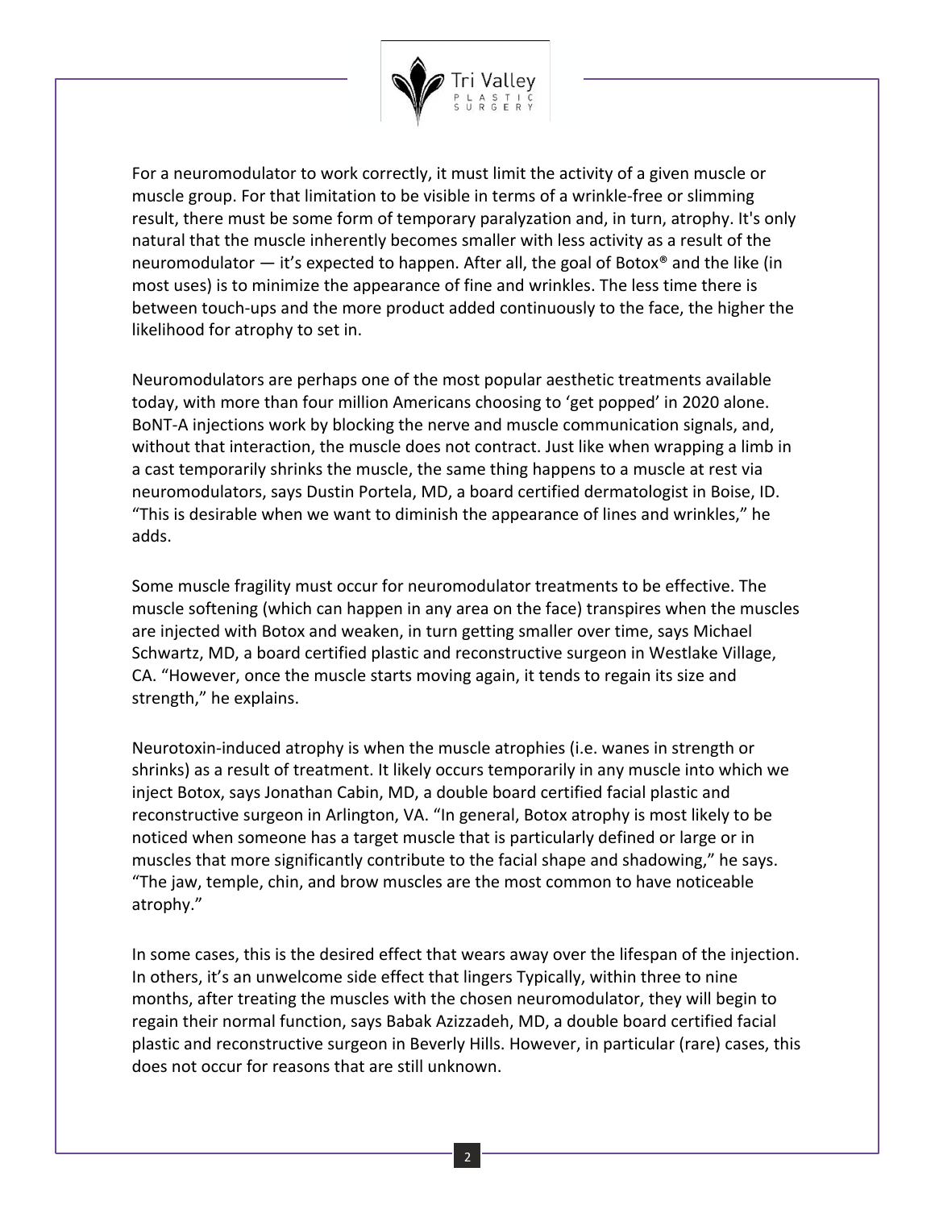For a neuromodulator to work correctly, it must limit the activity of a given muscle or muscle group. For that limitation to be visible in terms of a wrinkle-free or slimming result, there must be some form of temporary paralyzation and, in turn, atrophy. It's only natural that the muscle inherently becomes smaller with less activity as a result of the neuromodulator — it's expected to happen. After all, the goal of Botox® and the like (in most uses) is to minimize the appearance of fine and wrinkles. The less time there is between touch-ups and the more product added continuously to the face, the higher the likelihood for atrophy to set in.

Neuromodulators are perhaps one of the most popular aesthetic treatments available today, with more than four million Americans choosing to 'get popped' in 2020 alone. BoNT-A injections work by blocking the nerve and muscle communication signals, and, without that interaction, the muscle does not contract. Just like when wrapping a limb in a cast temporarily shrinks the muscle, the same thing happens to a muscle at rest via neuromodulators, says Dustin Portela, MD, a board certified dermatologist in Boise, ID. "This is desirable when we want to diminish the appearance of lines and wrinkles," he adds.

Some muscle fragility must occur for neuromodulator treatments to be effective. The muscle softening (which can happen in any area on the face) transpires when the muscles are injected with Botox and weaken, in turn getting smaller over time, says Michael Schwartz, MD, a board certified plastic and reconstructive surgeon in Westlake Village, CA. "However, once the muscle starts moving again, it tends to regain its size and strength," he explains.

Neurotoxin-induced atrophy is when the muscle atrophies (i.e. wanes in strength or shrinks) as a result of treatment. It likely occurs temporarily in any muscle into which we inject Botox, says Jonathan Cabin, MD, a double board certified facial plastic and reconstructive surgeon in Arlington, VA. "In general, Botox atrophy is most likely to be noticed when someone has a target muscle that is particularly defined or large or in muscles that more significantly contribute to the facial shape and shadowing," he says. "The jaw, temple, chin, and brow muscles are the most common to have noticeable atrophy."

In some cases, this is the desired effect that wears away over the lifespan of the injection. In others, it's an unwelcome side effect that lingers Typically, within three to nine months, after treating the muscles with the chosen neuromodulator, they will begin to regain their normal function, says Babak Azizzadeh, MD, a double board certified facial plastic and reconstructive surgeon in Beverly Hills. However, in particular (rare) cases, this does not occur for reasons that are still unknown.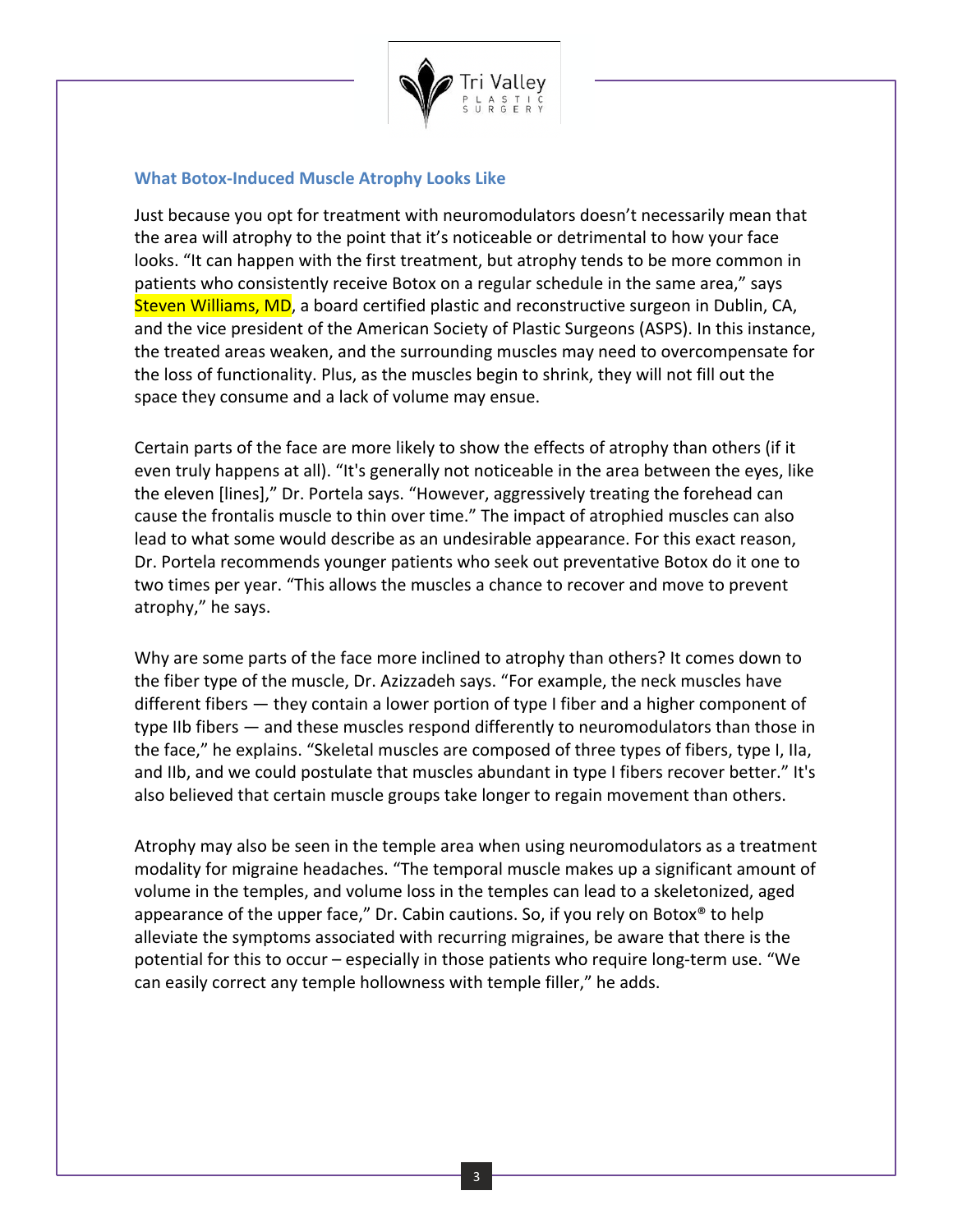### What Botox-Induced Muscle Atrophy Looks Like

Just because you opt for treatment with neuromodulators doesn't necessarily mean that the area will atrophy to the point that it's noticeable or detrimental to how your face looks. "It can happen with the first treatment, but atrophy tends to be more common in patients who consistently receive Botox on a regular schedule in the same area," says Steven Williams, MD, a board certified plastic and reconstructive surgeon in Dublin, CA, and the vice president of the American Society of Plastic Surgeons (ASPS). In this instance, the treated areas weaken, and the surrounding muscles may need to overcompensate for the loss of functionality. Plus, as the muscles begin to shrink, they will not fill out the space they consume and a lack of volume may ensue.

Certain parts of the face are more likely to show the effects of atrophy than others (if it even truly happens at all). "It's generally not noticeable in the area between the eyes, like the eleven [lines]," Dr. Portela says. "However, aggressively treating the forehead can cause the frontalis muscle to thin over time." The impact of atrophied muscles can also lead to what some would describe as an undesirable appearance. For this exact reason, Dr. Portela recommends younger patients who seek out preventative Botox do it one to two times per year. "This allows the muscles a chance to recover and move to prevent atrophy," he says.

Why are some parts of the face more inclined to atrophy than others? It comes down to the fiber type of the muscle, Dr. Azizzadeh says. "For example, the neck muscles have different fibers — they contain a lower portion of type I fiber and a higher component of type IIb fibers — and these muscles respond differently to neuromodulators than those in the face," he explains. "Skeletal muscles are composed of three types of fibers, type I, IIa, and IIb, and we could postulate that muscles abundant in type I fibers recover better." It's also believed that certain muscle groups take longer to regain movement than others.

Atrophy may also be seen in the temple area when using neuromodulators as a treatment modality for migraine headaches. "The temporal muscle makes up a significant amount of volume in the temples, and volume loss in the temples can lead to a skeletonized, aged appearance of the upper face," Dr. Cabin cautions. So, if you rely on Botox® to help alleviate the symptoms associated with recurring migraines, be aware that there is the potential for this to occur – especially in those patients who require long-term use. "We can easily correct any temple hollowness with temple filler," he adds.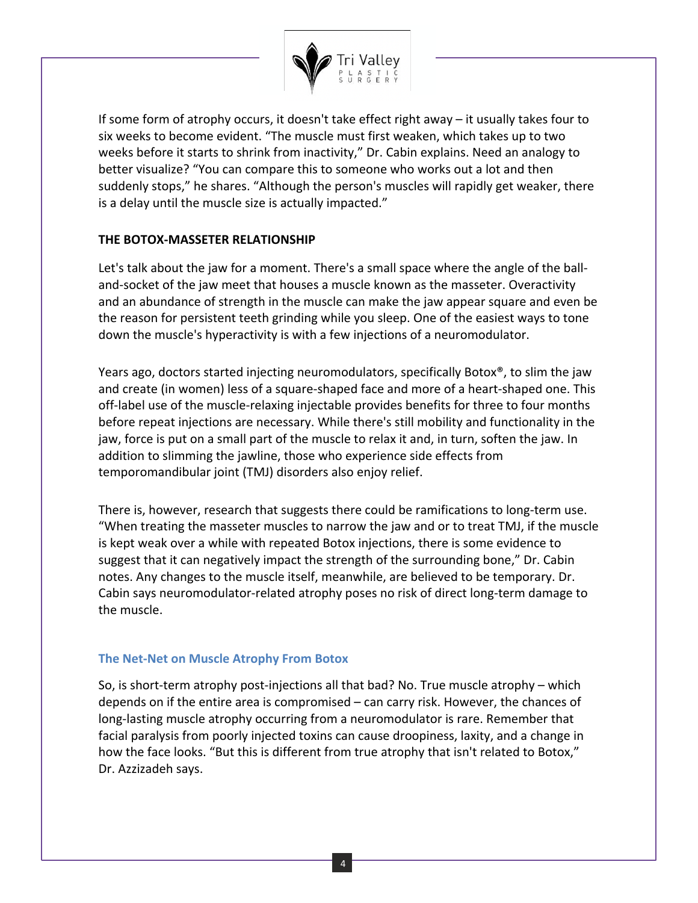If some form of atrophy occurs, it doesn't take effect right away – it usually takes four to six weeks to become evident. "The muscle must first weaken, which takes up to two weeks before it starts to shrink from inactivity," Dr. Cabin explains. Need an analogy to better visualize? "You can compare this to someone who works out a lot and then suddenly stops," he shares. "Although the person's muscles will rapidly get weaker, there is a delay until the muscle size is actually impacted."

**THE BOTOX-MASSETER RELATIONSHIP**

Let's talk about the jaw for a moment. There's a small space where the angle of the ball-and-socket of the jaw meet that houses a muscle known as the masseter. Overactivity and an abundance of strength in the muscle can make the jaw appear square and even be the reason for persistent teeth grinding while you sleep. One of the easiest ways to tone down the muscle's hyperactivity is with a few injections of a neuromodulator.

Years ago, doctors started injecting neuromodulators, specifically Botox®, to slim the jaw and create (in women) less of a square-shaped face and more of a heart-shaped one. This off-label use of the muscle-relaxing injectable provides benefits for three to four months before repeat injections are necessary. While there's still mobility and functionality in the jaw, force is put on a small part of the muscle to relax it and, in turn, soften the jaw. In addition to slimming the jawline, those who experience side effects from temporomandibular joint (TMJ) disorders also enjoy relief.

There is, however, research that suggests there could be ramifications to long-term use. "When treating the masseter muscles to narrow the jaw and or to treat TMJ, if the muscle is kept weak over a while with repeated Botox injections, there is some evidence to suggest that it can negatively impact the strength of the surrounding bone," Dr. Cabin notes. Any changes to the muscle itself, meanwhile, are believed to be temporary. Dr. Cabin says neuromodulator-related atrophy poses no risk of direct long-term damage to the muscle.

## The Net-Net on Muscle Atrophy From Botox

So, is short-term atrophy post-injections all that bad? No. True muscle atrophy – which depends on if the entire area is compromised – can carry risk. However, the chances of long-lasting muscle atrophy occurring from a neuromodulator is rare. Remember that facial paralysis from poorly injected toxins can cause droopiness, laxity, and a change in how the face looks. "But this is different from true atrophy that isn't related to Botox," Dr. Azzizadeh says.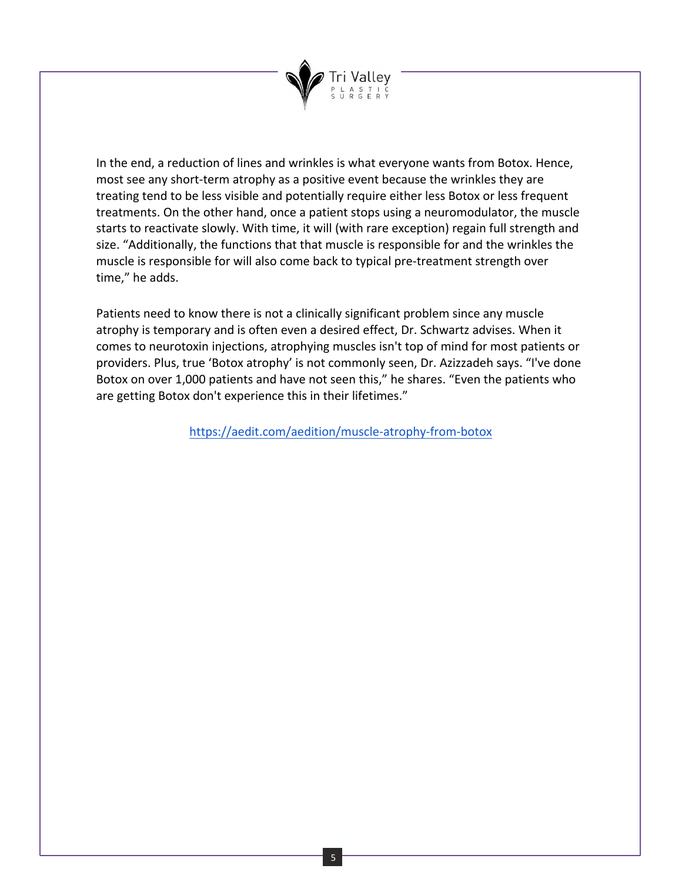In the end, a reduction of lines and wrinkles is what everyone wants from Botox. Hence, most see any short-term atrophy as a positive event because the wrinkles they are treating tend to be less visible and potentially require either less Botox or less frequent treatments. On the other hand, once a patient stops using a neuromodulator, the muscle starts to reactivate slowly. With time, it will (with rare exception) regain full strength and size. “Additionally, the functions that that muscle is responsible for and the wrinkles the muscle is responsible for will also come back to typical pre-treatment strength over time,” he adds.

Patients need to know there is not a clinically significant problem since any muscle atrophy is temporary and is often even a desired effect, Dr. Schwartz advises. When it comes to neurotoxin injections, atrophying muscles isn't top of mind for most patients or providers. Plus, true ‘Botox atrophy’ is not commonly seen, Dr. Azizzadeh says. “I've done Botox on over 1,000 patients and have not seen this,” he shares. “Even the patients who are getting Botox don't experience this in their lifetimes.”

https://aedit.com/aedition/muscle-atrophy-from-botox